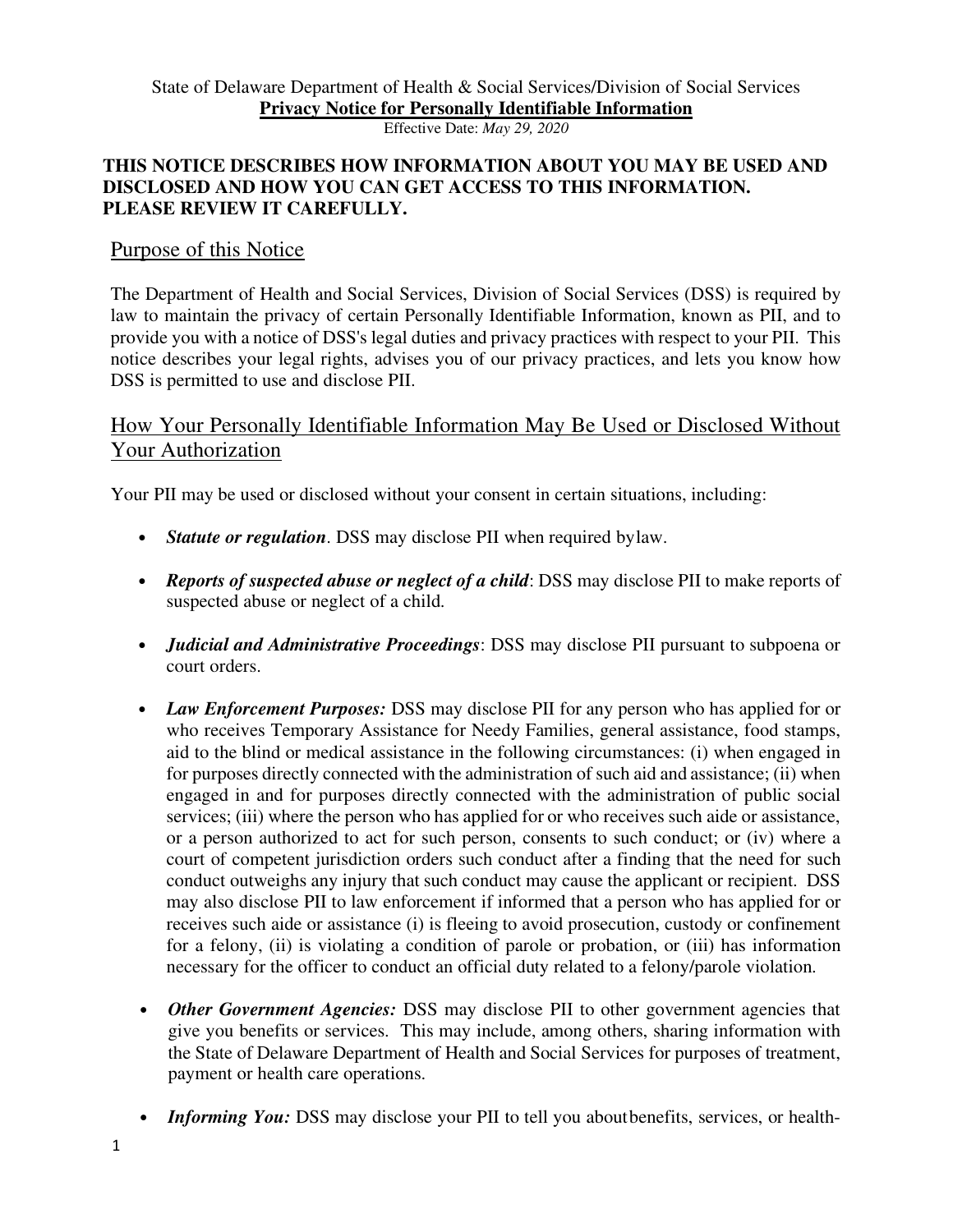State of Delaware Department of Health & Social Services/Division of Social Services

**Privacy Notice for Personally Identifiable Information**

Effective Date: *May 29, 2020*

**THIS NOTICE DESCRIBES HOW INFORMATION ABOUT YOU MAY BE USED AND DISCLOSED AND HOW YOU CAN GET ACCESS TO THIS INFORMATION. PLEASE REVIEW IT CAREFULLY.**

## Purpose of this Notice

The Department of Health and Social Services, Division of Social Services (DSS) is required by law to maintain the privacy of certain Personally Identifiable Information, known as PII, and to provide you with a notice of DSS's legal duties and privacy practices with respect to your PII. This notice describes your legal rights, advises you of our privacy practices, and lets you know how DSS is permitted to use and disclose PII.

## How Your Personally Identifiable Information May Be Used or Disclosed Without Your Authorization

Your PII may be used or disclosed without your consent in certain situations, including:

- ***Statute or regulation***. DSS may disclose PII when required bylaw.
- ***Reports of suspected abuse or neglect of a child***: DSS may disclose PII to make reports of suspected abuse or neglect of a child.
- ***Judicial and Administrative Proceedings***: DSS may disclose PII pursuant to subpoena or court orders.
- ***Law Enforcement Purposes:*** DSS may disclose PII for any person who has applied for or who receives Temporary Assistance for Needy Families, general assistance, food stamps, aid to the blind or medical assistance in the following circumstances: (i) when engaged in for purposes directly connected with the administration of such aid and assistance; (ii) when engaged in and for purposes directly connected with the administration of public social services; (iii) where the person who has applied for or who receives such aide or assistance, or a person authorized to act for such person, consents to such conduct; or (iv) where a court of competent jurisdiction orders such conduct after a finding that the need for such conduct outweighs any injury that such conduct may cause the applicant or recipient. DSS may also disclose PII to law enforcement if informed that a person who has applied for or receives such aide or assistance (i) is fleeing to avoid prosecution, custody or confinement for a felony, (ii) is violating a condition of parole or probation, or (iii) has information necessary for the officer to conduct an official duty related to a felony/parole violation.
- ***Other Government Agencies:*** DSS may disclose PII to other government agencies that give you benefits or services. This may include, among others, sharing information with the State of Delaware Department of Health and Social Services for purposes of treatment, payment or health care operations.
- ***Informing You:*** DSS may disclose your PII to tell you aboutbenefits, services, or health-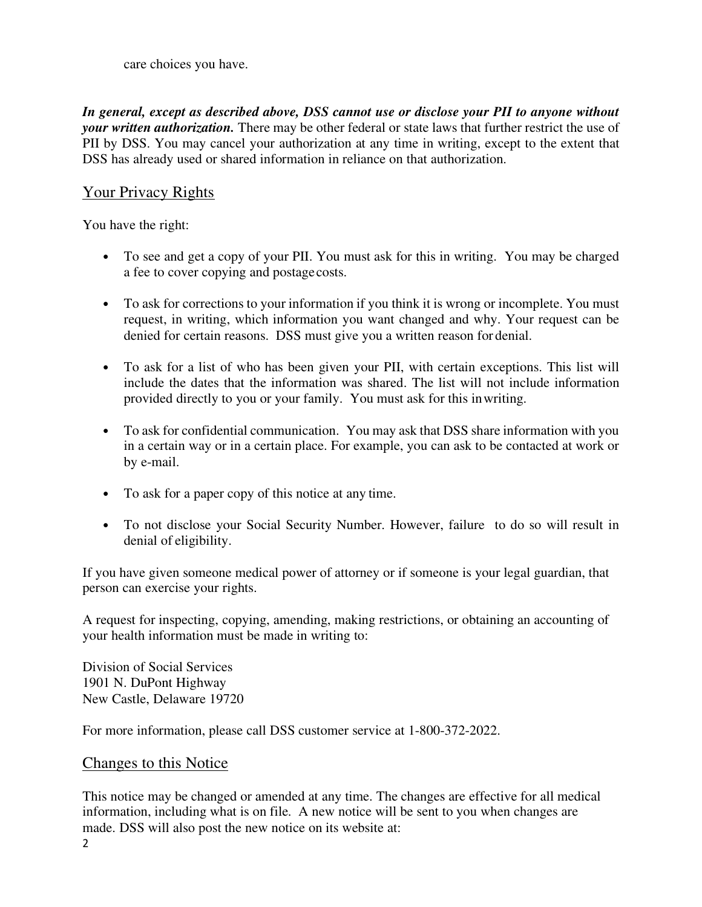care choices you have.

***In general, except as described above, DSS cannot use or disclose your PII to anyone without your written authorization.*** There may be other federal or state laws that further restrict the use of PII by DSS. You may cancel your authorization at any time in writing, except to the extent that DSS has already used or shared information in reliance on that authorization.

## Your Privacy Rights

You have the right:

- To see and get a copy of your PII. You must ask for this in writing. You may be charged a fee to cover copying and postage costs.
- To ask for corrections to your information if you think it is wrong or incomplete. You must request, in writing, which information you want changed and why. Your request can be denied for certain reasons. DSS must give you a written reason for denial.
- To ask for a list of who has been given your PII, with certain exceptions. This list will include the dates that the information was shared. The list will not include information provided directly to you or your family. You must ask for this in writing.
- To ask for confidential communication. You may ask that DSS share information with you in a certain way or in a certain place. For example, you can ask to be contacted at work or by e-mail.
- To ask for a paper copy of this notice at any time.
- To not disclose your Social Security Number. However, failure to do so will result in denial of eligibility.

If you have given someone medical power of attorney or if someone is your legal guardian, that person can exercise your rights.

A request for inspecting, copying, amending, making restrictions, or obtaining an accounting of your health information must be made in writing to:

Division of Social Services  
1901 N. DuPont Highway  
New Castle, Delaware 19720

For more information, please call DSS customer service at 1-800-372-2022.

## Changes to this Notice

This notice may be changed or amended at any time. The changes are effective for all medical information, including what is on file. A new notice will be sent to you when changes are made. DSS will also post the new notice on its website at: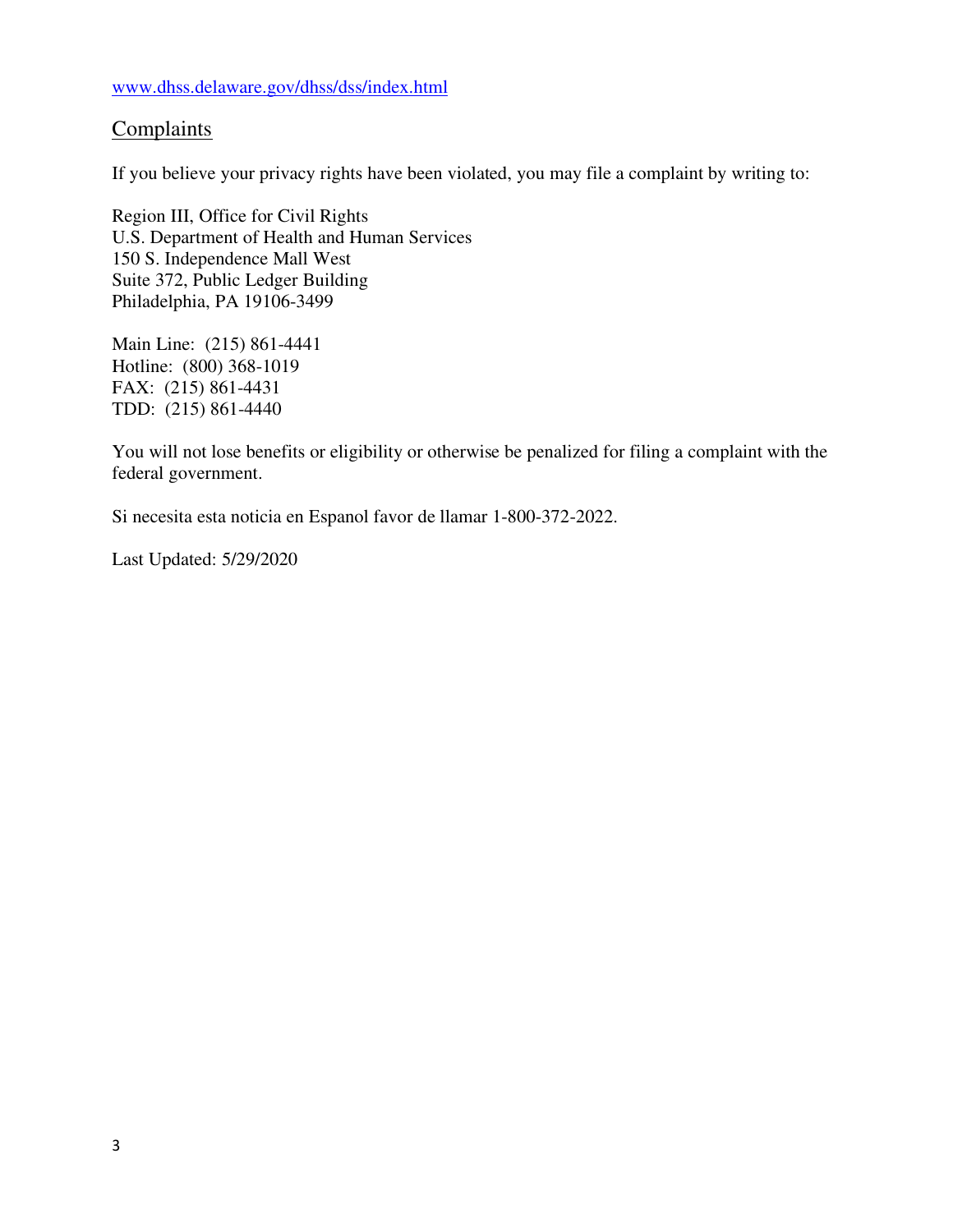[www.dhss.delaware.gov/dhss/dss/index.html](http://www.dhss.delaware.gov/dhss/dss/index.html)

## Complaints

If you believe your privacy rights have been violated, you may file a complaint by writing to:

Region III, Office for Civil Rights
U.S. Department of Health and Human Services
150 S. Independence Mall West
Suite 372, Public Ledger Building
Philadelphia, PA 19106-3499

Main Line: (215) 861-4441
Hotline: (800) 368-1019
FAX: (215) 861-4431
TDD: (215) 861-4440

You will not lose benefits or eligibility or otherwise be penalized for filing a complaint with the federal government.

Si necesita esta noticia en Espanol favor de llamar 1-800-372-2022.

Last Updated: 5/29/2020